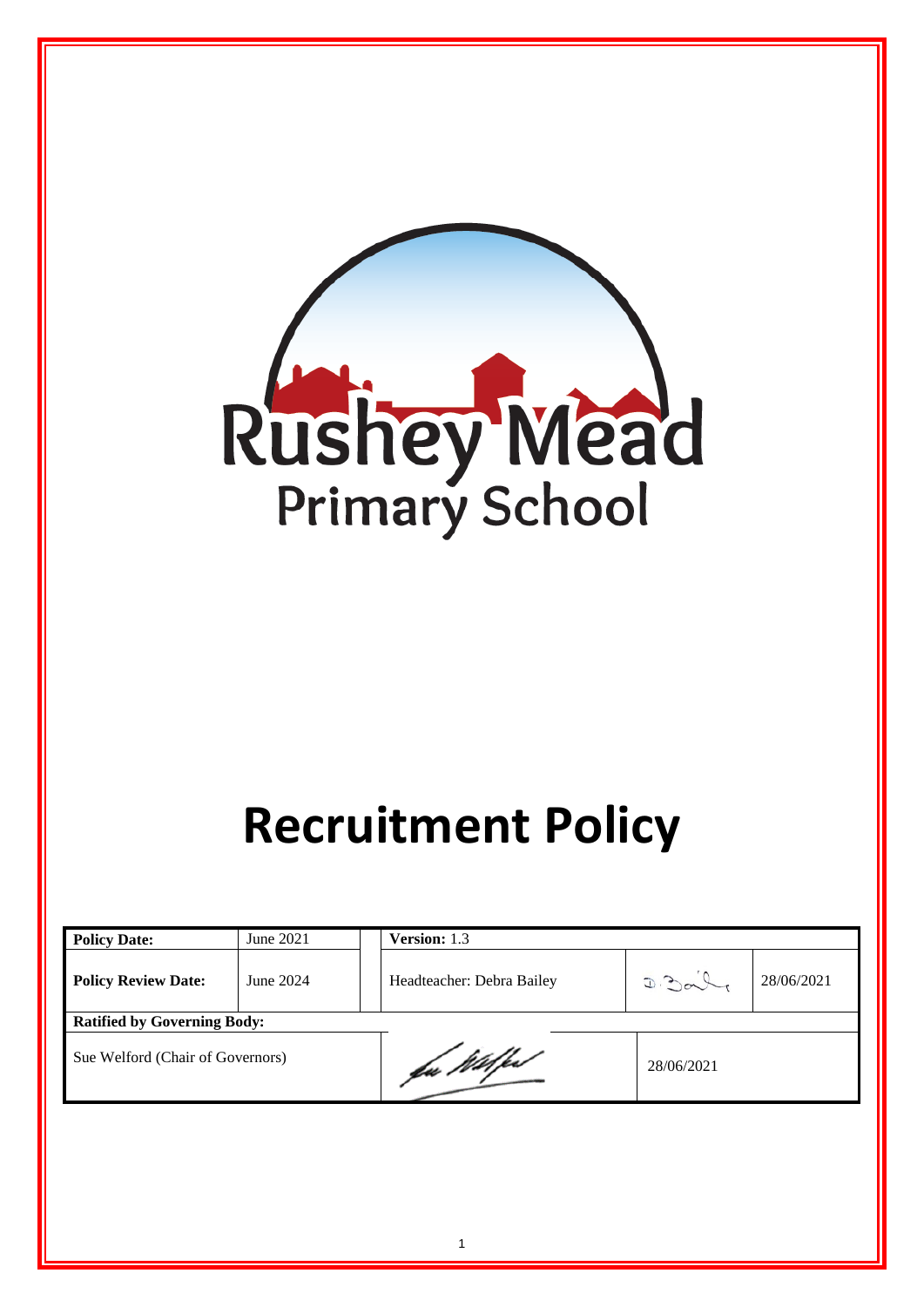Rushey Mead Primary School

# Recruitment Policy

| Policy Date: | June 2021 | Version: 1.3 | | |
|---|---|---|---|---|
| Policy Review Date: | June 2024 | Headteacher: Debra Bailey | D. Bailey | 28/06/2021 |
| Ratified by Governing Body: | | | | |
| Sue Welford (Chair of Governors) | | Sue Welford | 28/06/2021 | |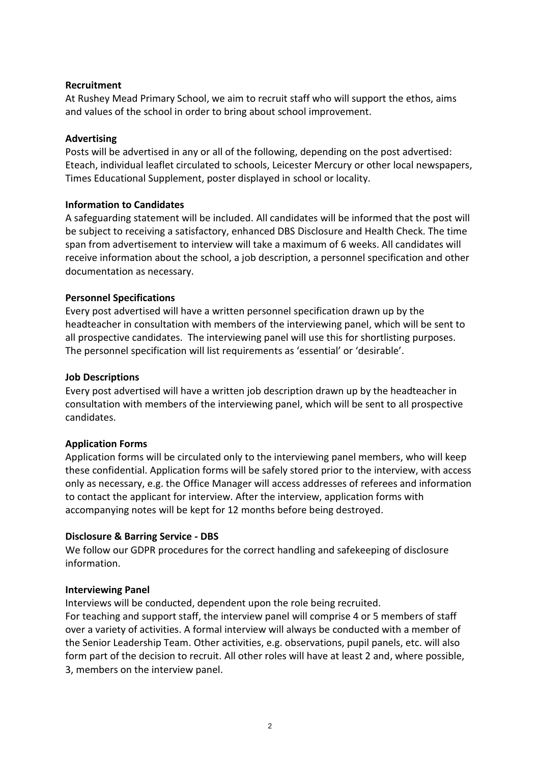**Recruitment**

At Rushey Mead Primary School, we aim to recruit staff who will support the ethos, aims and values of the school in order to bring about school improvement.

**Advertising**

Posts will be advertised in any or all of the following, depending on the post advertised: Eteach, individual leaflet circulated to schools, Leicester Mercury or other local newspapers, Times Educational Supplement, poster displayed in school or locality.

**Information to Candidates**

A safeguarding statement will be included. All candidates will be informed that the post will be subject to receiving a satisfactory, enhanced DBS Disclosure and Health Check. The time span from advertisement to interview will take a maximum of 6 weeks. All candidates will receive information about the school, a job description, a personnel specification and other documentation as necessary.

**Personnel Specifications**

Every post advertised will have a written personnel specification drawn up by the headteacher in consultation with members of the interviewing panel, which will be sent to all prospective candidates. The interviewing panel will use this for shortlisting purposes. The personnel specification will list requirements as 'essential' or 'desirable'.

**Job Descriptions**

Every post advertised will have a written job description drawn up by the headteacher in consultation with members of the interviewing panel, which will be sent to all prospective candidates.

**Application Forms**

Application forms will be circulated only to the interviewing panel members, who will keep these confidential. Application forms will be safely stored prior to the interview, with access only as necessary, e.g. the Office Manager will access addresses of referees and information to contact the applicant for interview. After the interview, application forms with accompanying notes will be kept for 12 months before being destroyed.

**Disclosure & Barring Service - DBS**

We follow our GDPR procedures for the correct handling and safekeeping of disclosure information.

**Interviewing Panel**

Interviews will be conducted, dependent upon the role being recruited.
For teaching and support staff, the interview panel will comprise 4 or 5 members of staff over a variety of activities. A formal interview will always be conducted with a member of the Senior Leadership Team. Other activities, e.g. observations, pupil panels, etc. will also form part of the decision to recruit. All other roles will have at least 2 and, where possible, 3, members on the interview panel.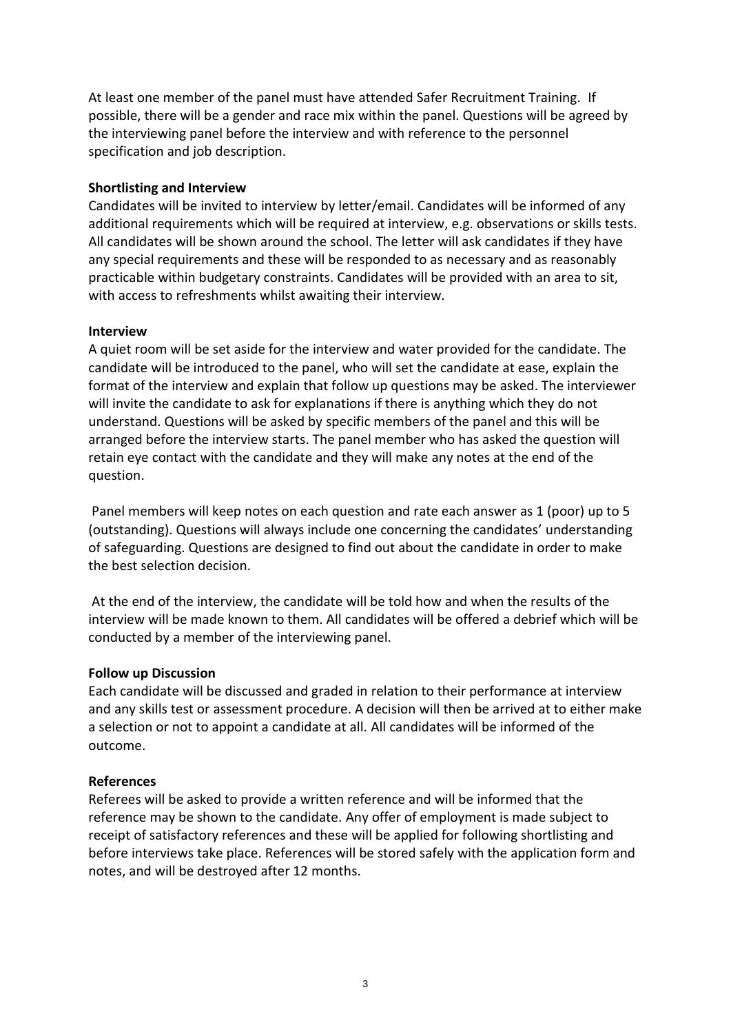At least one member of the panel must have attended Safer Recruitment Training. If possible, there will be a gender and race mix within the panel. Questions will be agreed by the interviewing panel before the interview and with reference to the personnel specification and job description.

**Shortlisting and Interview**

Candidates will be invited to interview by letter/email. Candidates will be informed of any additional requirements which will be required at interview, e.g. observations or skills tests. All candidates will be shown around the school. The letter will ask candidates if they have any special requirements and these will be responded to as necessary and as reasonably practicable within budgetary constraints. Candidates will be provided with an area to sit, with access to refreshments whilst awaiting their interview.

**Interview**

A quiet room will be set aside for the interview and water provided for the candidate. The candidate will be introduced to the panel, who will set the candidate at ease, explain the format of the interview and explain that follow up questions may be asked. The interviewer will invite the candidate to ask for explanations if there is anything which they do not understand. Questions will be asked by specific members of the panel and this will be arranged before the interview starts. The panel member who has asked the question will retain eye contact with the candidate and they will make any notes at the end of the question.

Panel members will keep notes on each question and rate each answer as 1 (poor) up to 5 (outstanding). Questions will always include one concerning the candidates' understanding of safeguarding. Questions are designed to find out about the candidate in order to make the best selection decision.

At the end of the interview, the candidate will be told how and when the results of the interview will be made known to them. All candidates will be offered a debrief which will be conducted by a member of the interviewing panel.

**Follow up Discussion**

Each candidate will be discussed and graded in relation to their performance at interview and any skills test or assessment procedure. A decision will then be arrived at to either make a selection or not to appoint a candidate at all. All candidates will be informed of the outcome.

**References**

Referees will be asked to provide a written reference and will be informed that the reference may be shown to the candidate. Any offer of employment is made subject to receipt of satisfactory references and these will be applied for following shortlisting and before interviews take place. References will be stored safely with the application form and notes, and will be destroyed after 12 months.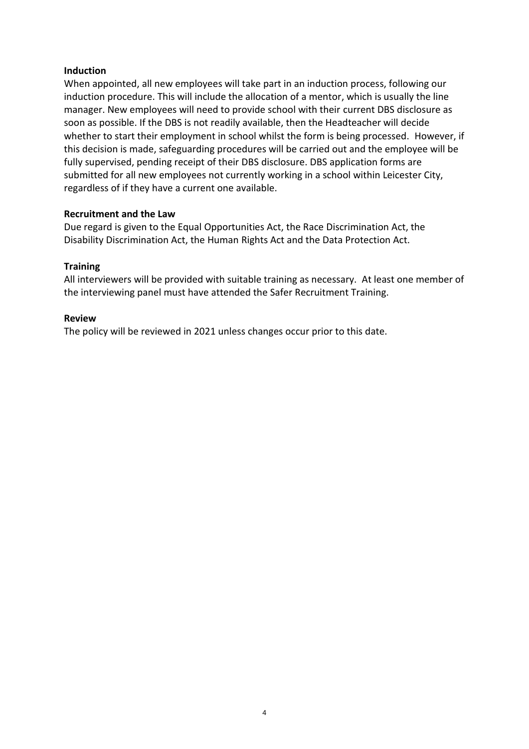**Induction**

When appointed, all new employees will take part in an induction process, following our induction procedure. This will include the allocation of a mentor, which is usually the line manager. New employees will need to provide school with their current DBS disclosure as soon as possible. If the DBS is not readily available, then the Headteacher will decide whether to start their employment in school whilst the form is being processed. However, if this decision is made, safeguarding procedures will be carried out and the employee will be fully supervised, pending receipt of their DBS disclosure. DBS application forms are submitted for all new employees not currently working in a school within Leicester City, regardless of if they have a current one available.

**Recruitment and the Law**

Due regard is given to the Equal Opportunities Act, the Race Discrimination Act, the Disability Discrimination Act, the Human Rights Act and the Data Protection Act.

**Training**

All interviewers will be provided with suitable training as necessary. At least one member of the interviewing panel must have attended the Safer Recruitment Training.

**Review**

The policy will be reviewed in 2021 unless changes occur prior to this date.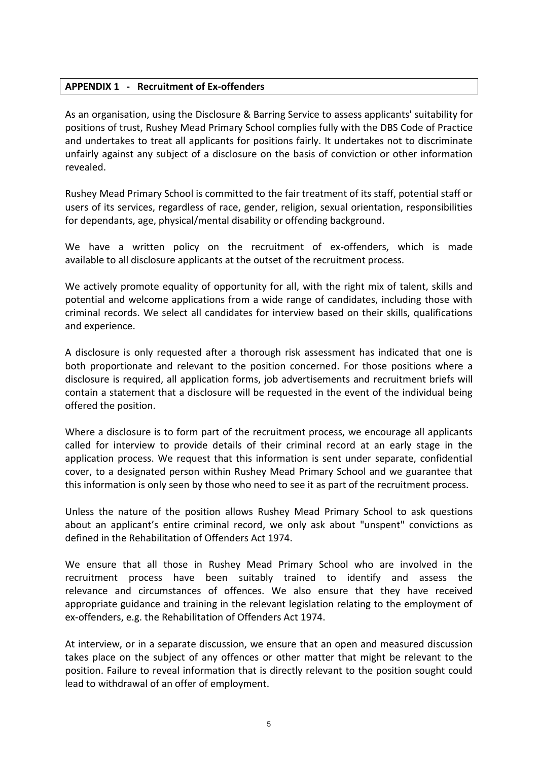## APPENDIX 1 - Recruitment of Ex-offenders

As an organisation, using the Disclosure & Barring Service to assess applicants' suitability for positions of trust, Rushey Mead Primary School complies fully with the DBS Code of Practice and undertakes to treat all applicants for positions fairly. It undertakes not to discriminate unfairly against any subject of a disclosure on the basis of conviction or other information revealed.

Rushey Mead Primary School is committed to the fair treatment of its staff, potential staff or users of its services, regardless of race, gender, religion, sexual orientation, responsibilities for dependants, age, physical/mental disability or offending background.

We have a written policy on the recruitment of ex-offenders, which is made available to all disclosure applicants at the outset of the recruitment process.

We actively promote equality of opportunity for all, with the right mix of talent, skills and potential and welcome applications from a wide range of candidates, including those with criminal records. We select all candidates for interview based on their skills, qualifications and experience.

A disclosure is only requested after a thorough risk assessment has indicated that one is both proportionate and relevant to the position concerned. For those positions where a disclosure is required, all application forms, job advertisements and recruitment briefs will contain a statement that a disclosure will be requested in the event of the individual being offered the position.

Where a disclosure is to form part of the recruitment process, we encourage all applicants called for interview to provide details of their criminal record at an early stage in the application process. We request that this information is sent under separate, confidential cover, to a designated person within Rushey Mead Primary School and we guarantee that this information is only seen by those who need to see it as part of the recruitment process.

Unless the nature of the position allows Rushey Mead Primary School to ask questions about an applicant's entire criminal record, we only ask about "unspent" convictions as defined in the Rehabilitation of Offenders Act 1974.

We ensure that all those in Rushey Mead Primary School who are involved in the recruitment process have been suitably trained to identify and assess the relevance and circumstances of offences. We also ensure that they have received appropriate guidance and training in the relevant legislation relating to the employment of ex-offenders, e.g. the Rehabilitation of Offenders Act 1974.

At interview, or in a separate discussion, we ensure that an open and measured discussion takes place on the subject of any offences or other matter that might be relevant to the position. Failure to reveal information that is directly relevant to the position sought could lead to withdrawal of an offer of employment.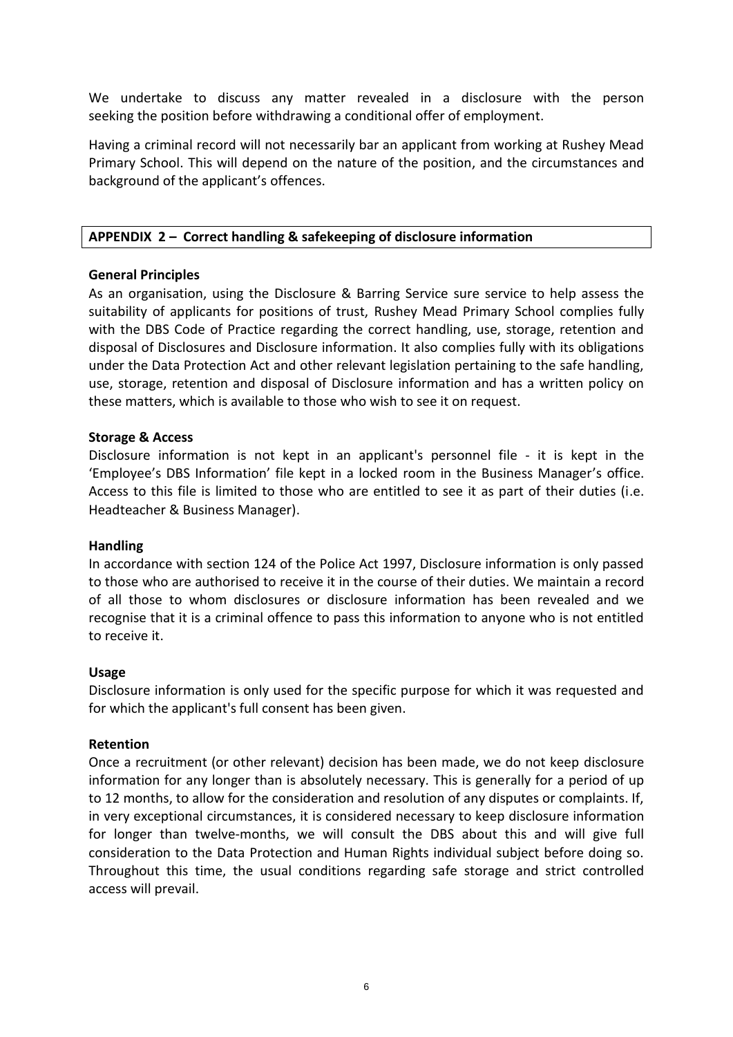We undertake to discuss any matter revealed in a disclosure with the person seeking the position before withdrawing a conditional offer of employment.

Having a criminal record will not necessarily bar an applicant from working at Rushey Mead Primary School. This will depend on the nature of the position, and the circumstances and background of the applicant's offences.

## APPENDIX 2 – Correct handling & safekeeping of disclosure information

**General Principles**

As an organisation, using the Disclosure & Barring Service sure service to help assess the suitability of applicants for positions of trust, Rushey Mead Primary School complies fully with the DBS Code of Practice regarding the correct handling, use, storage, retention and disposal of Disclosures and Disclosure information. It also complies fully with its obligations under the Data Protection Act and other relevant legislation pertaining to the safe handling, use, storage, retention and disposal of Disclosure information and has a written policy on these matters, which is available to those who wish to see it on request.

**Storage & Access**

Disclosure information is not kept in an applicant's personnel file - it is kept in the 'Employee's DBS Information' file kept in a locked room in the Business Manager's office. Access to this file is limited to those who are entitled to see it as part of their duties (i.e. Headteacher & Business Manager).

**Handling**

In accordance with section 124 of the Police Act 1997, Disclosure information is only passed to those who are authorised to receive it in the course of their duties. We maintain a record of all those to whom disclosures or disclosure information has been revealed and we recognise that it is a criminal offence to pass this information to anyone who is not entitled to receive it.

**Usage**

Disclosure information is only used for the specific purpose for which it was requested and for which the applicant's full consent has been given.

**Retention**

Once a recruitment (or other relevant) decision has been made, we do not keep disclosure information for any longer than is absolutely necessary. This is generally for a period of up to 12 months, to allow for the consideration and resolution of any disputes or complaints. If, in very exceptional circumstances, it is considered necessary to keep disclosure information for longer than twelve-months, we will consult the DBS about this and will give full consideration to the Data Protection and Human Rights individual subject before doing so. Throughout this time, the usual conditions regarding safe storage and strict controlled access will prevail.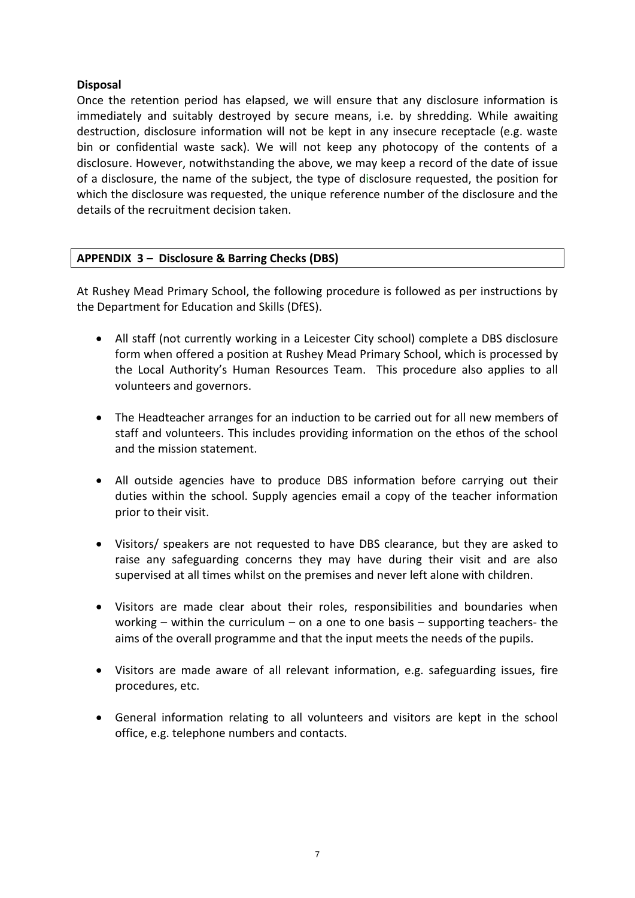**Disposal**

Once the retention period has elapsed, we will ensure that any disclosure information is immediately and suitably destroyed by secure means, i.e. by shredding. While awaiting destruction, disclosure information will not be kept in any insecure receptacle (e.g. waste bin or confidential waste sack). We will not keep any photocopy of the contents of a disclosure. However, notwithstanding the above, we may keep a record of the date of issue of a disclosure, the name of the subject, the type of disclosure requested, the position for which the disclosure was requested, the unique reference number of the disclosure and the details of the recruitment decision taken.

## APPENDIX 3 – Disclosure & Barring Checks (DBS)

At Rushey Mead Primary School, the following procedure is followed as per instructions by the Department for Education and Skills (DfES).

- All staff (not currently working in a Leicester City school) complete a DBS disclosure form when offered a position at Rushey Mead Primary School, which is processed by the Local Authority's Human Resources Team. This procedure also applies to all volunteers and governors.

- The Headteacher arranges for an induction to be carried out for all new members of staff and volunteers. This includes providing information on the ethos of the school and the mission statement.

- All outside agencies have to produce DBS information before carrying out their duties within the school. Supply agencies email a copy of the teacher information prior to their visit.

- Visitors/ speakers are not requested to have DBS clearance, but they are asked to raise any safeguarding concerns they may have during their visit and are also supervised at all times whilst on the premises and never left alone with children.

- Visitors are made clear about their roles, responsibilities and boundaries when working – within the curriculum – on a one to one basis – supporting teachers- the aims of the overall programme and that the input meets the needs of the pupils.

- Visitors are made aware of all relevant information, e.g. safeguarding issues, fire procedures, etc.

- General information relating to all volunteers and visitors are kept in the school office, e.g. telephone numbers and contacts.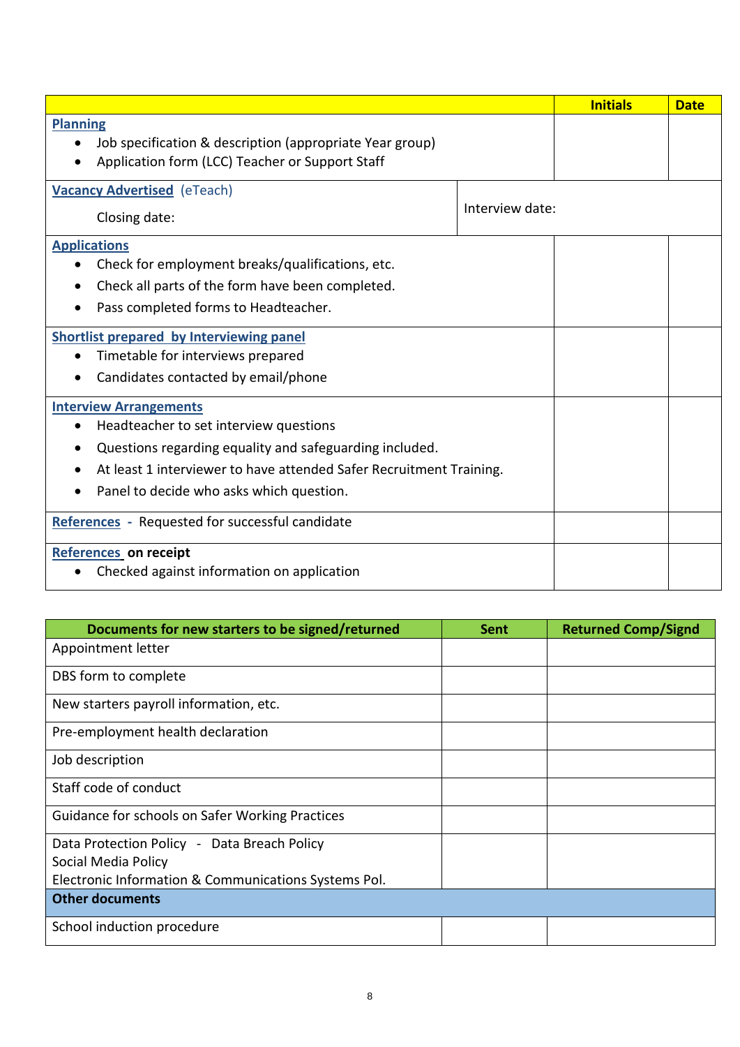| | Initials | Date |
|---|---|---|
| **Planning**<br>• Job specification & description (appropriate Year group)<br>• Application form (LCC) Teacher or Support Staff | | |
| **Vacancy Advertised** (eTeach)<br>Closing date: | Interview date: | |
| **Applications**<br>• Check for employment breaks/qualifications, etc.<br>• Check all parts of the form have been completed.<br>• Pass completed forms to Headteacher. | | |
| **Shortlist prepared by Interviewing panel**<br>• Timetable for interviews prepared<br>• Candidates contacted by email/phone | | |
| **Interview Arrangements**<br>• Headteacher to set interview questions<br>• Questions regarding equality and safeguarding included.<br>• At least 1 interviewer to have attended Safer Recruitment Training.<br>• Panel to decide who asks which question. | | |
| **References** - Requested for successful candidate | | |
| **References on receipt**<br>• Checked against information on application | | |

| Documents for new starters to be signed/returned | Sent | Returned Comp/Signd |
|---|---|---|
| Appointment letter | | |
| DBS form to complete | | |
| New starters payroll information, etc. | | |
| Pre-employment health declaration | | |
| Job description | | |
| Staff code of conduct | | |
| Guidance for schools on Safer Working Practices | | |
| Data Protection Policy - Data Breach Policy<br>Social Media Policy<br>Electronic Information & Communications Systems Pol. | | |
| **Other documents** | | |
| School induction procedure | | |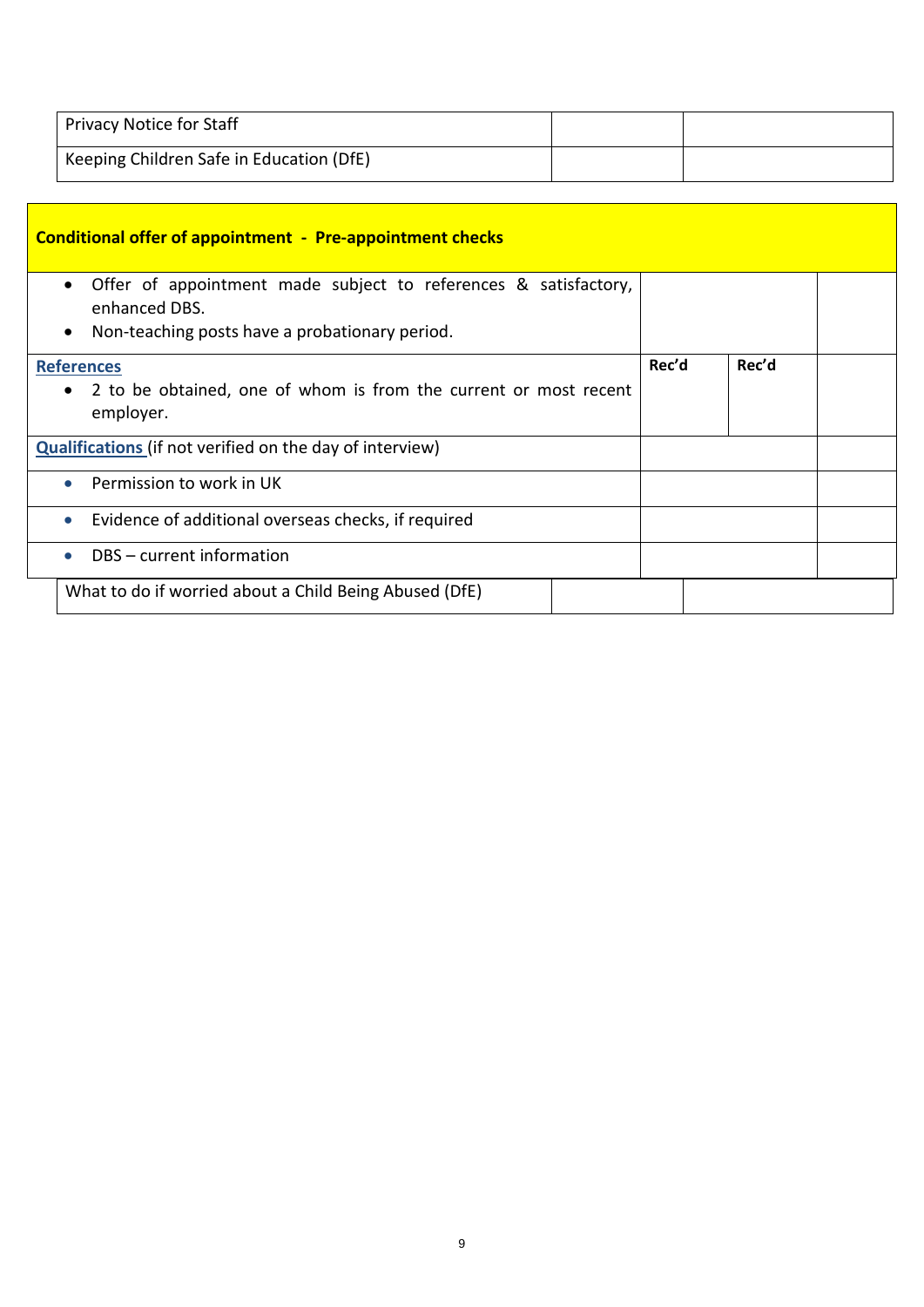| Privacy Notice for Staff | | |
|---|---|---|
| Keeping Children Safe in Education (DfE) | | |

| **Conditional offer of appointment - Pre-appointment checks** | | | |
|---|---|---|---|
| • Offer of appointment made subject to references & satisfactory, enhanced DBS.<br>• Non-teaching posts have a probationary period. | | | |
| **References**<br>• 2 to be obtained, one of whom is from the current or most recent employer. | **Rec'd** | **Rec'd** | |
| **Qualifications** (if not verified on the day of interview) | | | |
| • Permission to work in UK | | | |
| • Evidence of additional overseas checks, if required | | | |
| • DBS – current information | | | |

| What to do if worried about a Child Being Abused (DfE) | | |
|---|---|---|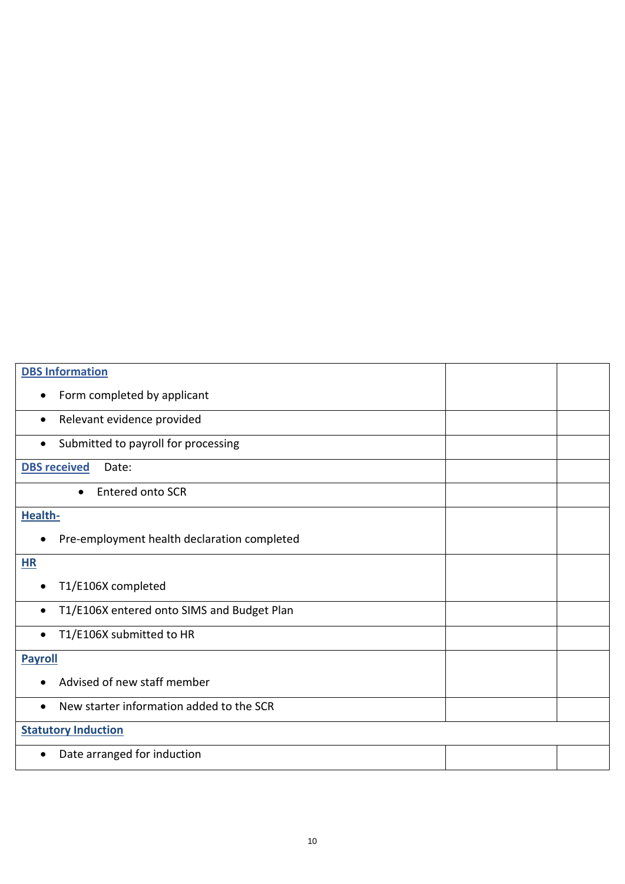| | | |
|---|---|---|
| **DBS Information**<br>• Form completed by applicant | | |
| • Relevant evidence provided | | |
| • Submitted to payroll for processing | | |
| **DBS received** Date: | | |
| • Entered onto SCR | | |
| **Health-**<br>• Pre-employment health declaration completed | | |
| **HR**<br>• T1/E106X completed | | |
| • T1/E106X entered onto SIMS and Budget Plan | | |
| • T1/E106X submitted to HR | | |
| **Payroll**<br>• Advised of new staff member | | |
| • New starter information added to the SCR | | |
| **Statutory Induction** | | |
| • Date arranged for induction | | |